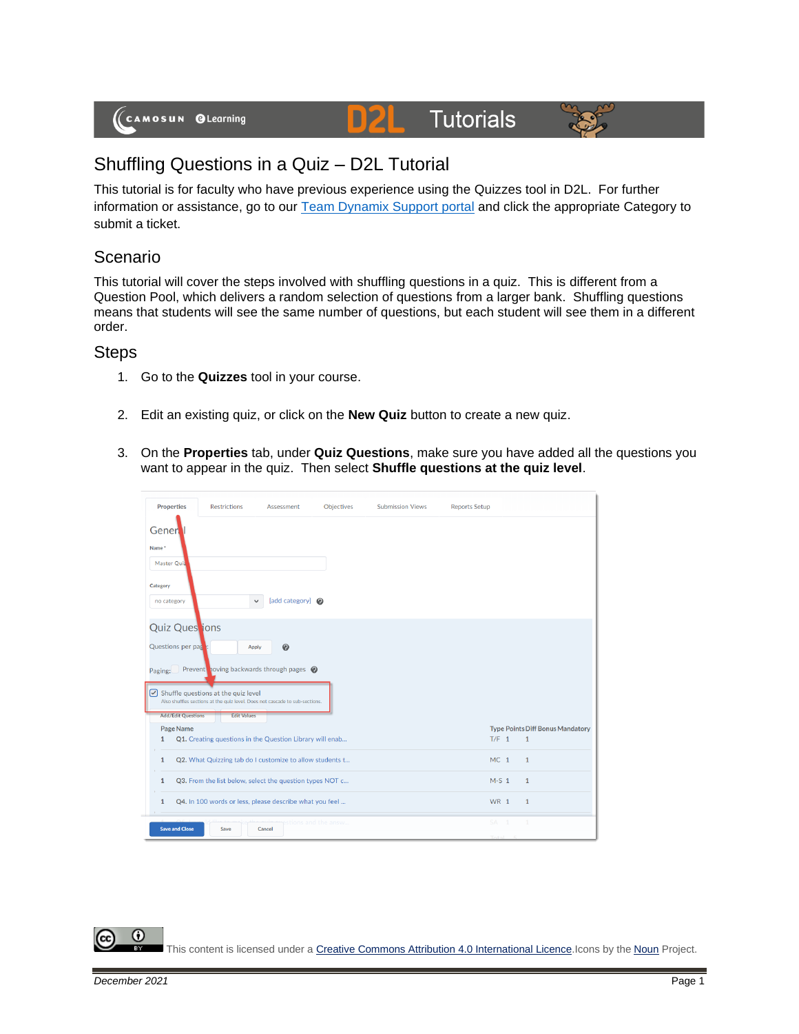# Shuffling Questions in a Quiz – D2L Tutorial

This tutorial is for faculty who have previous experience using the Quizzes tool in D2L. For further information or assistance, go to our Team Dynamix Support portal and click the appropriate Category to submit a ticket.

## Scenario

This tutorial will cover the steps involved with shuffling questions in a quiz. This is different from a Question Pool, which delivers a random selection of questions from a larger bank. Shuffling questions means that students will see the same number of questions, but each student will see them in a different order.

## Steps

1. Go to the **Quizzes** tool in your course.
2. Edit an existing quiz, or click on the **New Quiz** button to create a new quiz.
3. On the **Properties** tab, under **Quiz Questions**, make sure you have added all the questions you want to appear in the quiz. Then select **Shuffle questions at the quiz level**.

This content is licensed under a Creative Commons Attribution 4.0 International Licence. Icons by the Noun Project.

*December 2021*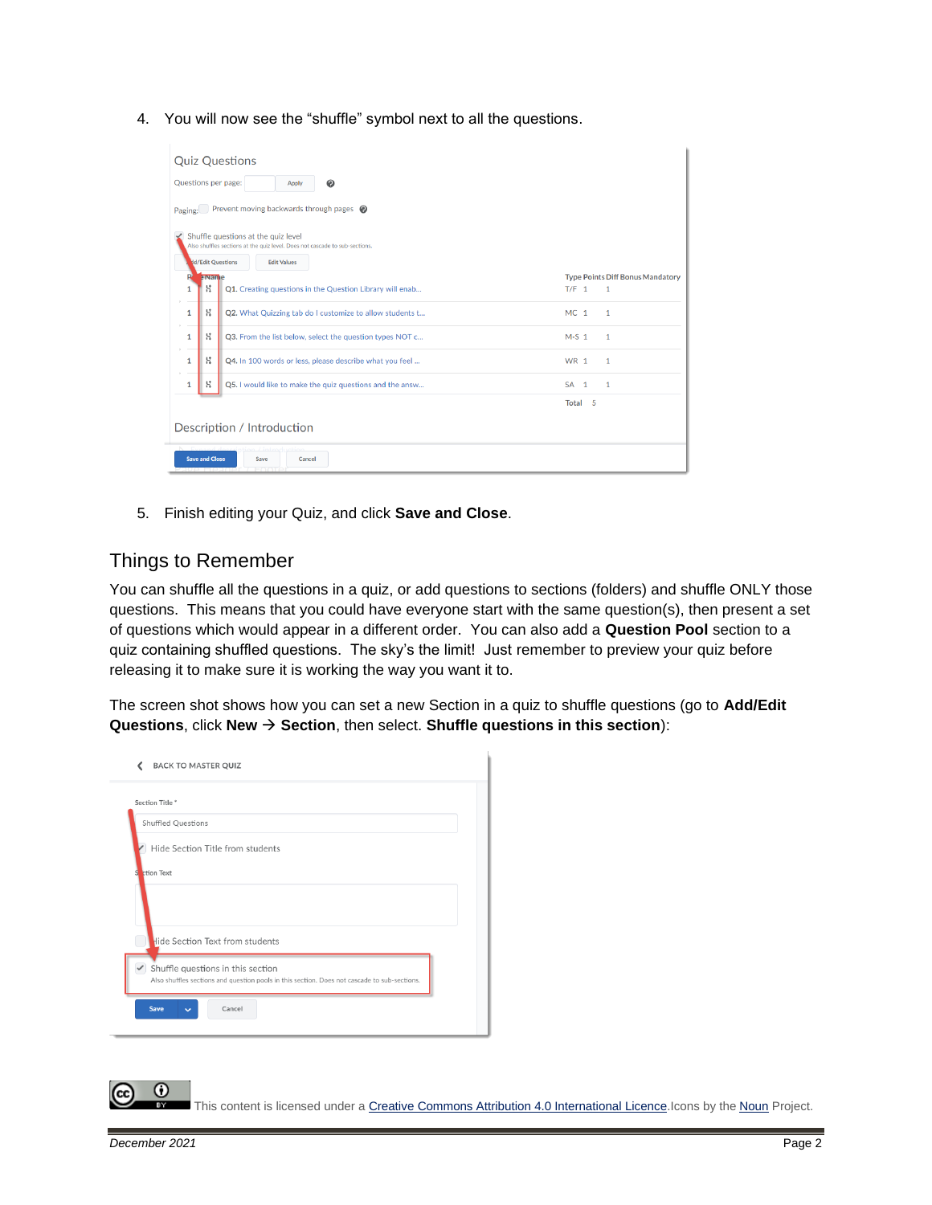4. You will now see the "shuffle" symbol next to all the questions.

5. Finish editing your Quiz, and click **Save and Close**.

## Things to Remember

You can shuffle all the questions in a quiz, or add questions to sections (folders) and shuffle ONLY those questions. This means that you could have everyone start with the same question(s), then present a set of questions which would appear in a different order. You can also add a **Question Pool** section to a quiz containing shuffled questions. The sky's the limit! Just remember to preview your quiz before releasing it to make sure it is working the way you want it to.

The screen shot shows how you can set a new Section in a quiz to shuffle questions (go to **Add/Edit Questions**, click **New → Section**, then select. **Shuffle questions in this section**):

This content is licensed under a Creative Commons Attribution 4.0 International Licence. Icons by the Noun Project.

*December 2021*